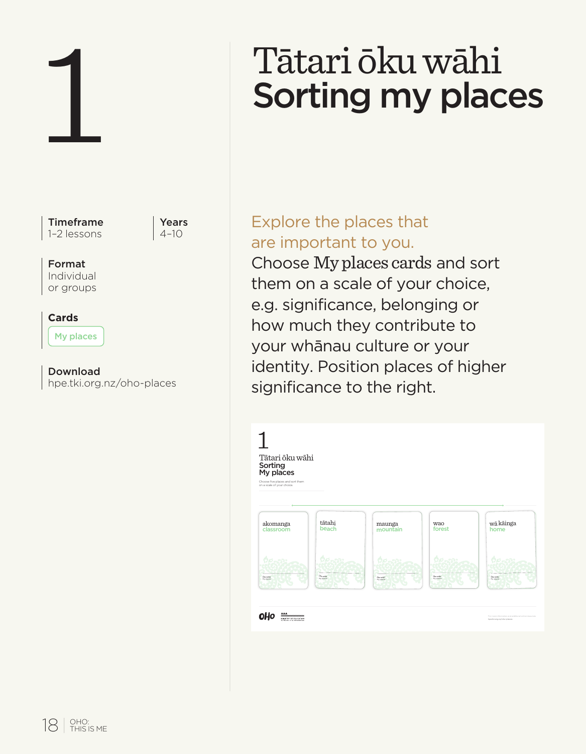# 1

# Tātari ōku wāhi
# Sorting my places

**Timeframe**
1–2 lessons

**Years**
4–10

**Format**
Individual or groups

**Cards**
My places

**Download**
hpe.tki.org.nz/oho-places

Explore the places that are important to you.

Choose My places cards and sort them on a scale of your choice, e.g. significance, belonging or how much they contribute to your whānau culture or your identity. Position places of higher significance to the right.

1
Tātari ōku wāhi
Sorting
My places

Choose five places and sort them on a scale of your choice

akomanga
classroom

tātahi
beach

maunga
mountain

wao
forest

wā kāinga
home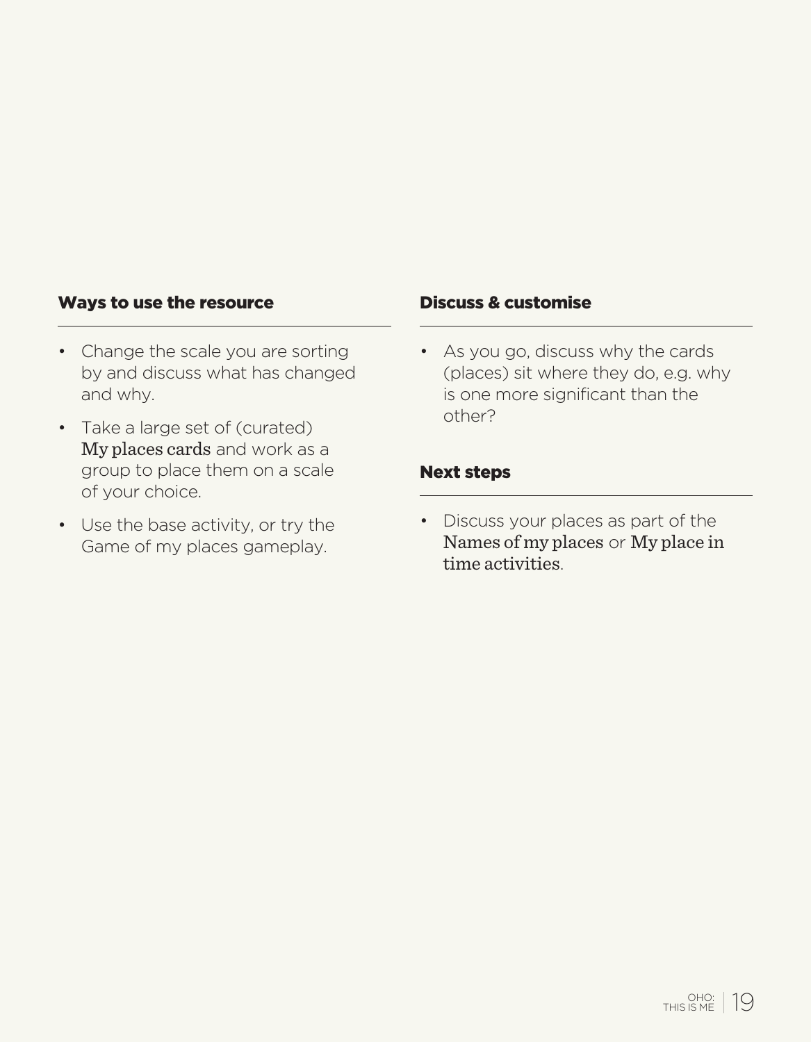### Ways to use the resource

- Change the scale you are sorting by and discuss what has changed and why.
- Take a large set of (curated) My places cards and work as a group to place them on a scale of your choice.
- Use the base activity, or try the Game of my places gameplay.

### Discuss & customise

- As you go, discuss why the cards (places) sit where they do, e.g. why is one more significant than the other?

### Next steps

- Discuss your places as part of the Names of my places or My place in time activities.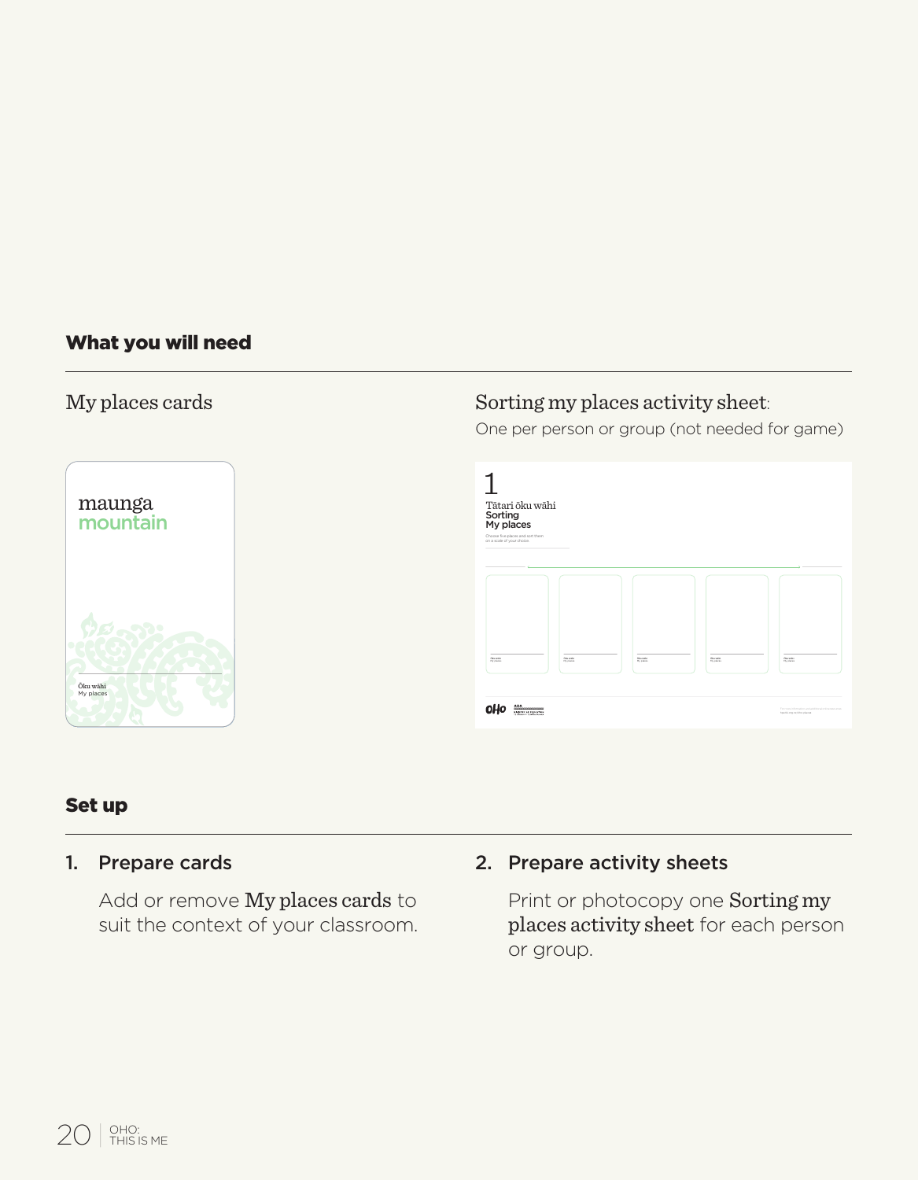## What you will need

My places cards

Sorting my places activity sheet: One per person or group (not needed for game)

## Set up

1. **Prepare cards**

   Add or remove **My places cards** to suit the context of your classroom.

2. **Prepare activity sheets**

   Print or photocopy one **Sorting my places activity sheet** for each person or group.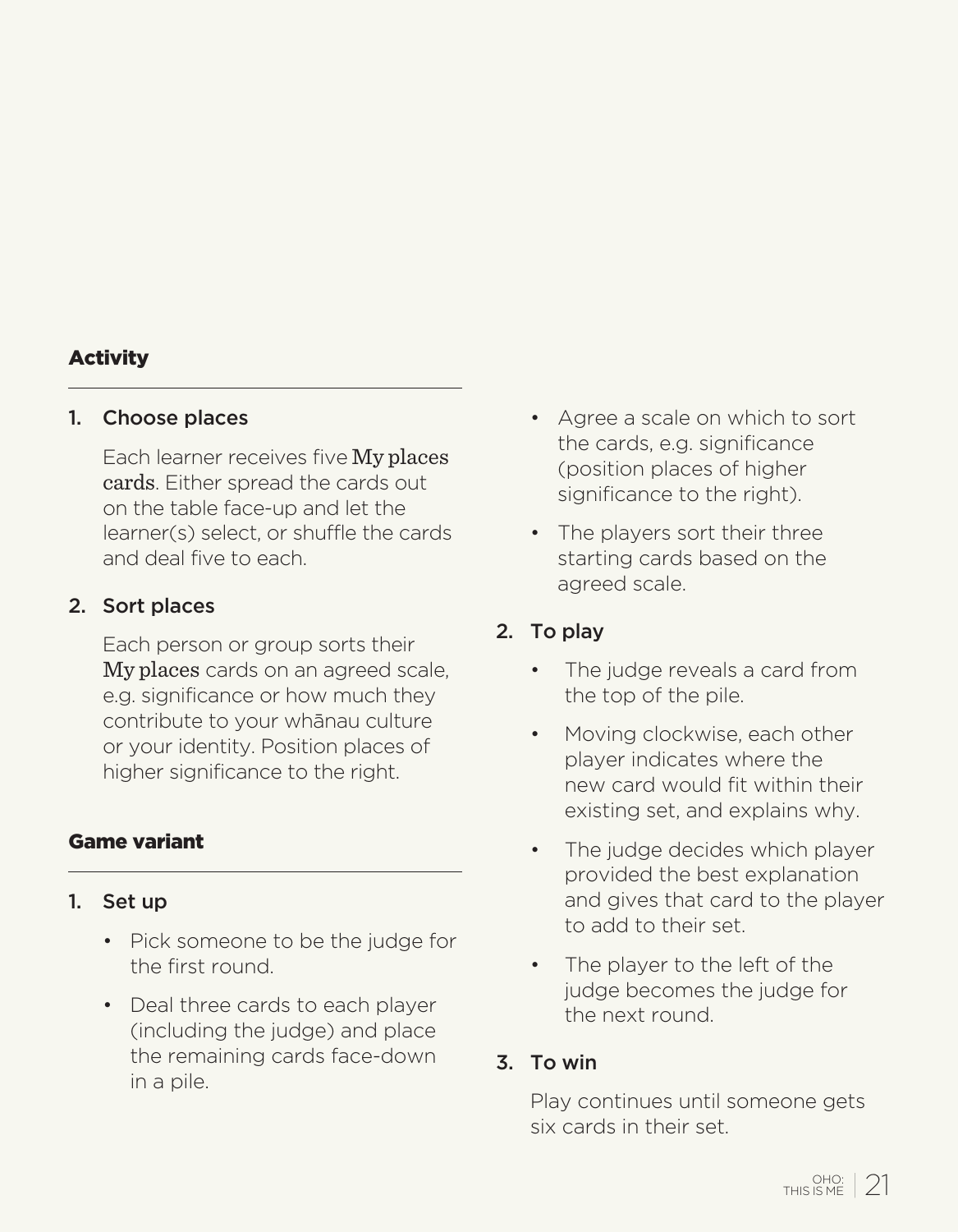## Activity

1. **Choose places**

   Each learner receives five **My places cards**. Either spread the cards out on the table face-up and let the learner(s) select, or shuffle the cards and deal five to each.

2. **Sort places**

   Each person or group sorts their **My places** cards on an agreed scale, e.g. significance or how much they contribute to your whānau culture or your identity. Position places of higher significance to the right.

## Game variant

1. **Set up**

   - Pick someone to be the judge for the first round.
   - Deal three cards to each player (including the judge) and place the remaining cards face-down in a pile.
   - Agree a scale on which to sort the cards, e.g. significance (position places of higher significance to the right).
   - The players sort their three starting cards based on the agreed scale.

2. **To play**

   - The judge reveals a card from the top of the pile.
   - Moving clockwise, each other player indicates where the new card would fit within their existing set, and explains why.
   - The judge decides which player provided the best explanation and gives that card to the player to add to their set.
   - The player to the left of the judge becomes the judge for the next round.

3. **To win**

   Play continues until someone gets six cards in their set.